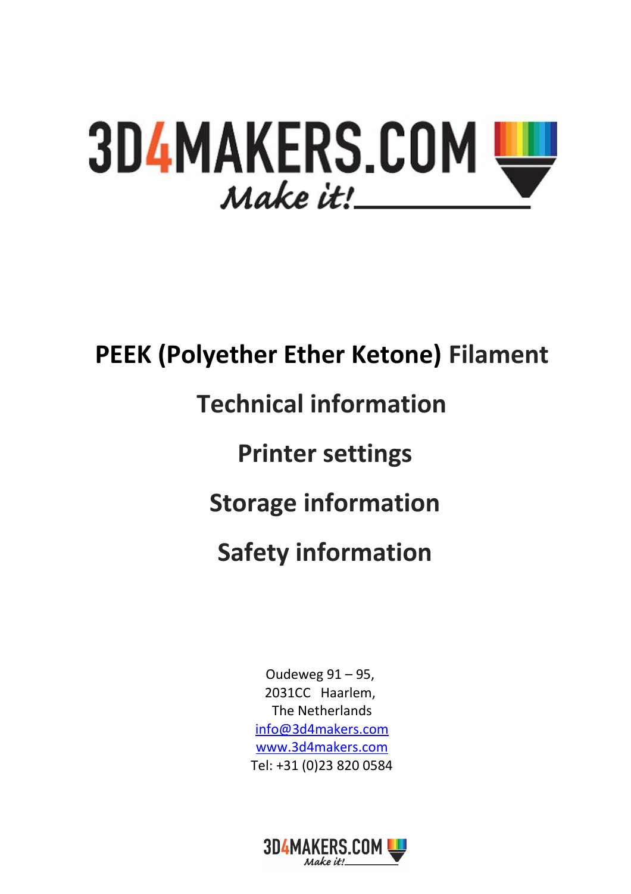# 3D4MAKERS.COM

*Make it!*

# PEEK (Polyether Ether Ketone) Filament

## Technical information

## Printer settings

## Storage information

## Safety information

Oudeweg 91 – 95,
2031CC Haarlem,
The Netherlands
info@3d4makers.com
www.3d4makers.com
Tel: +31 (0)23 820 0584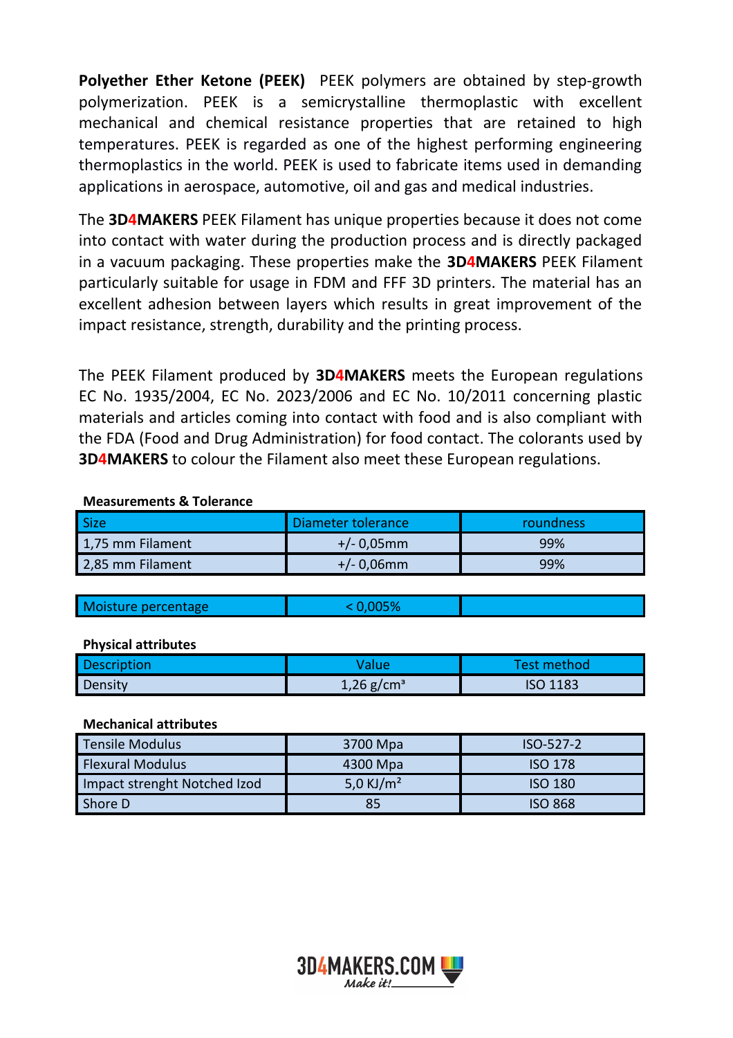**Polyether Ether Ketone (PEEK)** PEEK polymers are obtained by step-growth polymerization. PEEK is a semicrystalline thermoplastic with excellent mechanical and chemical resistance properties that are retained to high temperatures. PEEK is regarded as one of the highest performing engineering thermoplastics in the world. PEEK is used to fabricate items used in demanding applications in aerospace, automotive, oil and gas and medical industries.

The **3D4MAKERS** PEEK Filament has unique properties because it does not come into contact with water during the production process and is directly packaged in a vacuum packaging. These properties make the **3D4MAKERS** PEEK Filament particularly suitable for usage in FDM and FFF 3D printers. The material has an excellent adhesion between layers which results in great improvement of the impact resistance, strength, durability and the printing process.

The PEEK Filament produced by **3D4MAKERS** meets the European regulations EC No. 1935/2004, EC No. 2023/2006 and EC No. 10/2011 concerning plastic materials and articles coming into contact with food and is also compliant with the FDA (Food and Drug Administration) for food contact. The colorants used by **3D4MAKERS** to colour the Filament also meet these European regulations.

**Measurements & Tolerance**

| Size | Diameter tolerance | roundness |
|---|---|---|
| 1,75 mm Filament | +/- 0,05mm | 99% |
| 2,85 mm Filament | +/- 0,06mm | 99% |

| Moisture percentage | < 0,005% | |
|---|---|---|

**Physical attributes**

| Description | Value | Test method |
|---|---|---|
| Density | 1,26 g/cm³ | ISO 1183 |

**Mechanical attributes**

| Tensile Modulus | 3700 Mpa | ISO-527-2 |
|---|---|---|
| Flexural Modulus | 4300 Mpa | ISO 178 |
| Impact strenght Notched Izod | 5,0 KJ/m² | ISO 180 |
| Shore D | 85 | ISO 868 |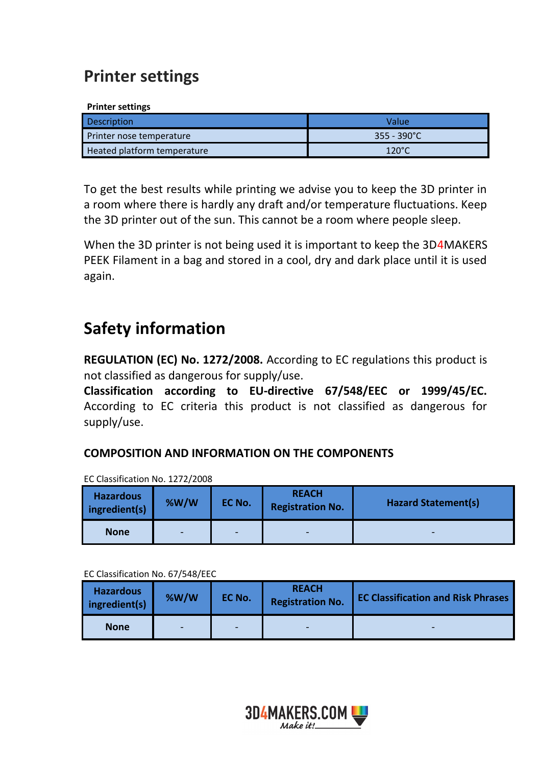## Printer settings

**Printer settings**

| Description | Value |
| --- | --- |
| Printer nose temperature | 355 - 390°C |
| Heated platform temperature | 120°C |

To get the best results while printing we advise you to keep the 3D printer in a room where there is hardly any draft and/or temperature fluctuations. Keep the 3D printer out of the sun. This cannot be a room where people sleep.

When the 3D printer is not being used it is important to keep the 3D4MAKERS PEEK Filament in a bag and stored in a cool, dry and dark place until it is used again.

## Safety information

**REGULATION (EC) No. 1272/2008.** According to EC regulations this product is not classified as dangerous for supply/use.
**Classification according to EU-directive 67/548/EEC or 1999/45/EC.** According to EC criteria this product is not classified as dangerous for supply/use.

### COMPOSITION AND INFORMATION ON THE COMPONENTS

EC Classification No. 1272/2008

| Hazardous ingredient(s) | %W/W | EC No. | REACH Registration No. | Hazard Statement(s) |
| --- | --- | --- | --- | --- |
| **None** | - | - | - | - |

EC Classification No. 67/548/EEC

| Hazardous ingredient(s) | %W/W | EC No. | REACH Registration No. | EC Classification and Risk Phrases |
| --- | --- | --- | --- | --- |
| **None** | - | - | - | - |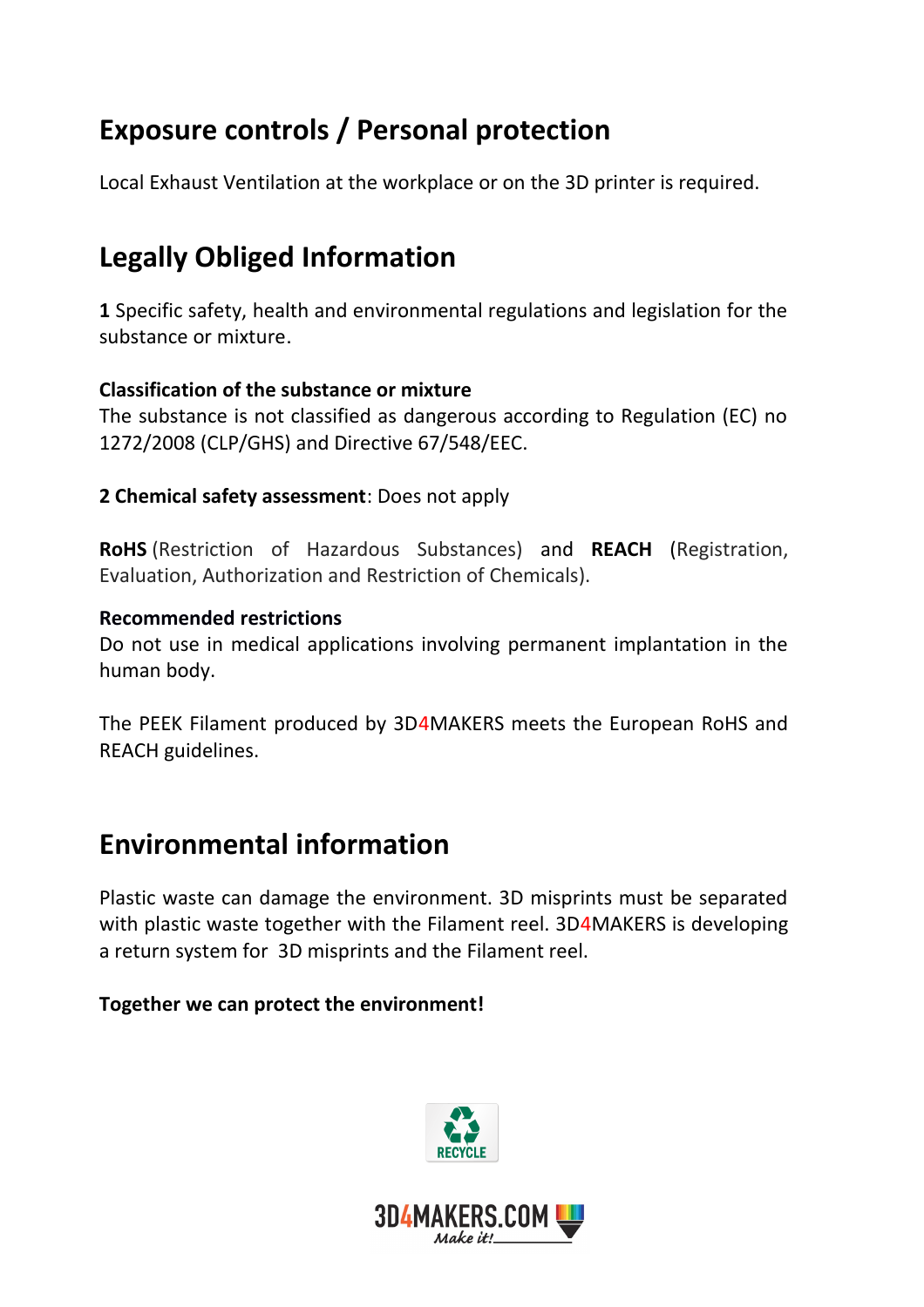## Exposure controls / Personal protection

Local Exhaust Ventilation at the workplace or on the 3D printer is required.

## Legally Obliged Information

**1** Specific safety, health and environmental regulations and legislation for the substance or mixture.

**Classification of the substance or mixture**
The substance is not classified as dangerous according to Regulation (EC) no 1272/2008 (CLP/GHS) and Directive 67/548/EEC.

**2 Chemical safety assessment**: Does not apply

**RoHS** (Restriction of Hazardous Substances) and **REACH** (Registration, Evaluation, Authorization and Restriction of Chemicals).

**Recommended restrictions**
Do not use in medical applications involving permanent implantation in the human body.

The PEEK Filament produced by 3D4MAKERS meets the European RoHS and REACH guidelines.

## Environmental information

Plastic waste can damage the environment. 3D misprints must be separated with plastic waste together with the Filament reel. 3D4MAKERS is developing a return system for 3D misprints and the Filament reel.

**Together we can protect the environment!**

RECYCLE

3D4MAKERS.COM
Make it!